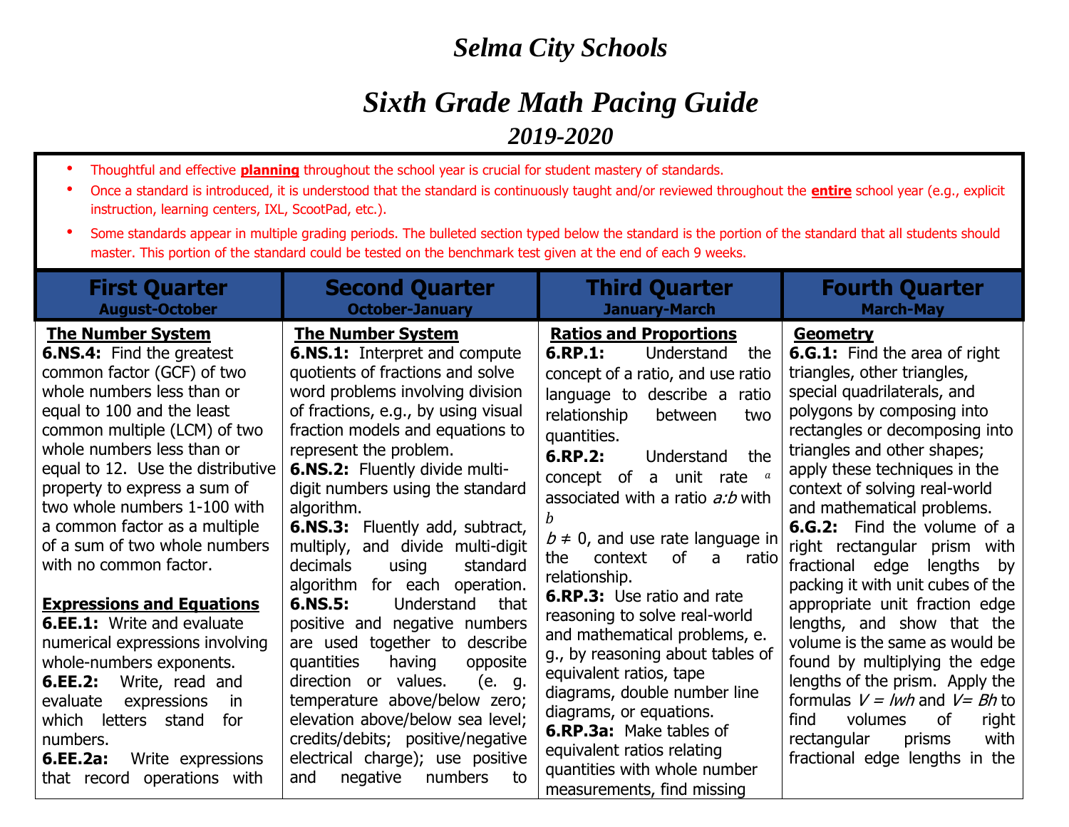# *Selma City Schools*

# *Sixth Grade Math Pacing Guide*

## *2019-2020*

- Thoughtful and effective **planning** throughout the school year is crucial for student mastery of standards.
- Once a standard is introduced, it is understood that the standard is continuously taught and/or reviewed throughout the **entire** school year (e.g., explicit instruction, learning centers, IXL, ScootPad, etc.).
- Some standards appear in multiple grading periods. The bulleted section typed below the standard is the portion of the standard that all students should master. This portion of the standard could be tested on the benchmark test given at the end of each 9 weeks.

| First Quarter<br>August-October | Second Quarter<br>October-January | Third Quarter<br>January-March | Fourth Quarter<br>March-May |
|---|---|---|---|
| **The Number System**<br>**6.NS.4:** Find the greatest common factor (GCF) of two whole numbers less than or equal to 100 and the least common multiple (LCM) of two whole numbers less than or equal to 12. Use the distributive property to express a sum of two whole numbers 1-100 with a common factor as a multiple of a sum of two whole numbers with no common factor.<br><br>**Expressions and Equations**<br>**6.EE.1:** Write and evaluate numerical expressions involving whole-numbers exponents.<br>**6.EE.2:** Write, read and evaluate expressions in which letters stand for numbers.<br>**6.EE.2a:** Write expressions that record operations with | **The Number System**<br>**6.NS.1:** Interpret and compute quotients of fractions and solve word problems involving division of fractions, e.g., by using visual fraction models and equations to represent the problem.<br>**6.NS.2:** Fluently divide multi-digit numbers using the standard algorithm.<br>**6.NS.3:** Fluently add, subtract, multiply, and divide multi-digit decimals using standard algorithm for each operation.<br>**6.NS.5:** Understand that positive and negative numbers are used together to describe quantities having opposite direction or values. (e. g. temperature above/below zero; elevation above/below sea level; credits/debits; positive/negative electrical charge); use positive and negative numbers to | **Ratios and Proportions**<br>**6.RP.1:** Understand the concept of a ratio, and use ratio language to describe a ratio relationship between two quantities.<br>**6.RP.2:** Understand the concept of a unit rate $\frac{a}{b}$ associated with a ratio *a:b* with $b \neq 0$, and use rate language in the context of a ratio relationship.<br>**6.RP.3:** Use ratio and rate reasoning to solve real-world and mathematical problems, e. g., by reasoning about tables of equivalent ratios, tape diagrams, double number line diagrams, or equations.<br>**6.RP.3a:** Make tables of equivalent ratios relating quantities with whole number measurements, find missing | **Geometry**<br>**6.G.1:** Find the area of right triangles, other triangles, special quadrilaterals, and polygons by composing into rectangles or decomposing into triangles and other shapes; apply these techniques in the context of solving real-world and mathematical problems.<br>**6.G.2:** Find the volume of a right rectangular prism with fractional edge lengths by packing it with unit cubes of the appropriate unit fraction edge lengths, and show that the volume is the same as would be found by multiplying the edge lengths of the prism. Apply the formulas $V = lwh$ and $V = Bh$ to find volumes of right rectangular prisms with fractional edge lengths in the |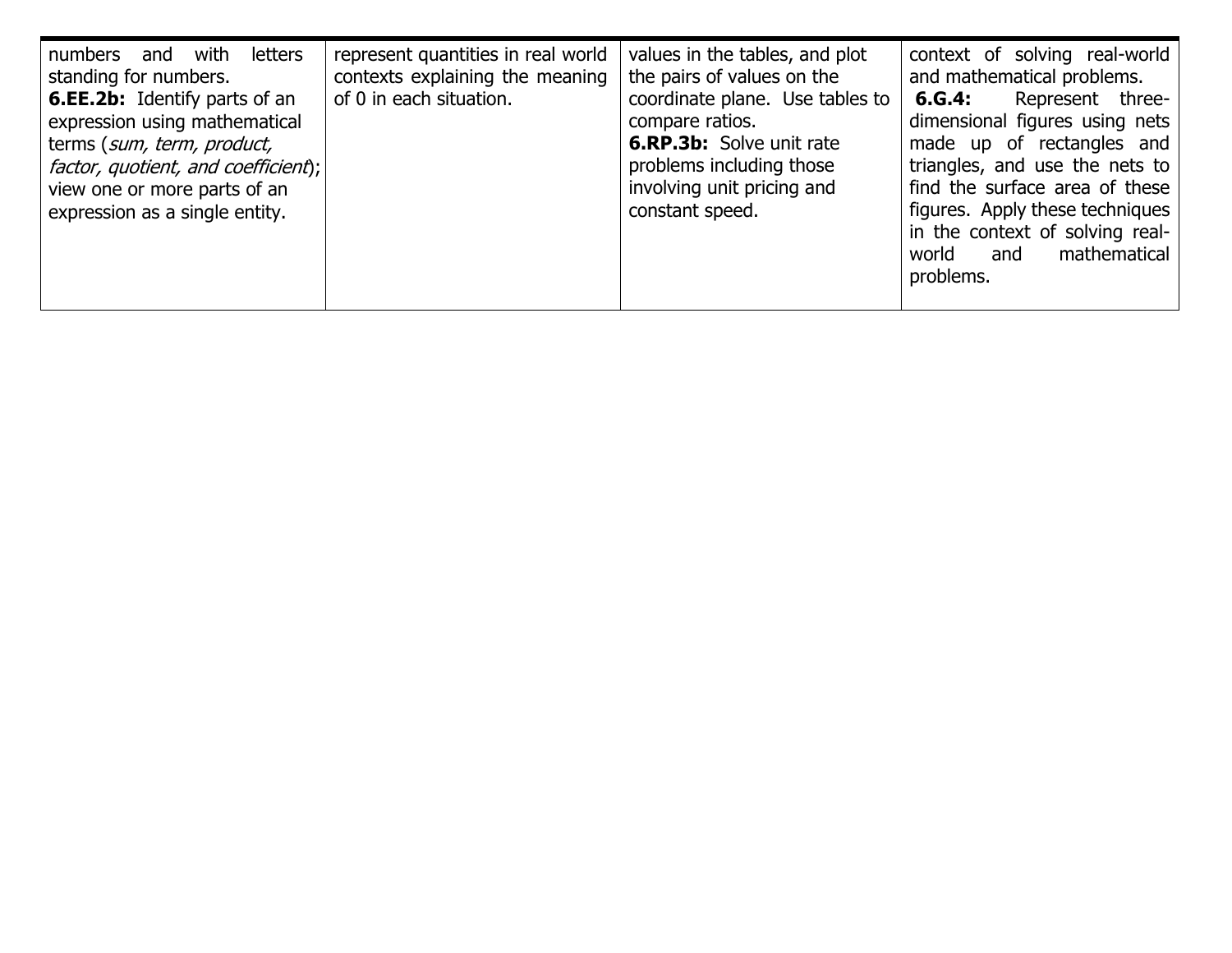| | | | |
|---|---|---|---|
| numbers and with letters standing for numbers.<br>**6.EE.2b:** Identify parts of an expression using mathematical terms (*sum, term, product, factor, quotient, and coefficient*); view one or more parts of an expression as a single entity. | represent quantities in real world contexts explaining the meaning of 0 in each situation. | values in the tables, and plot the pairs of values on the coordinate plane. Use tables to compare ratios.<br>**6.RP.3b:** Solve unit rate problems including those involving unit pricing and constant speed. | context of solving real-world and mathematical problems.<br>**6.G.4:** Represent three-dimensional figures using nets made up of rectangles and triangles, and use the nets to find the surface area of these figures. Apply these techniques in the context of solving real-world and mathematical problems. |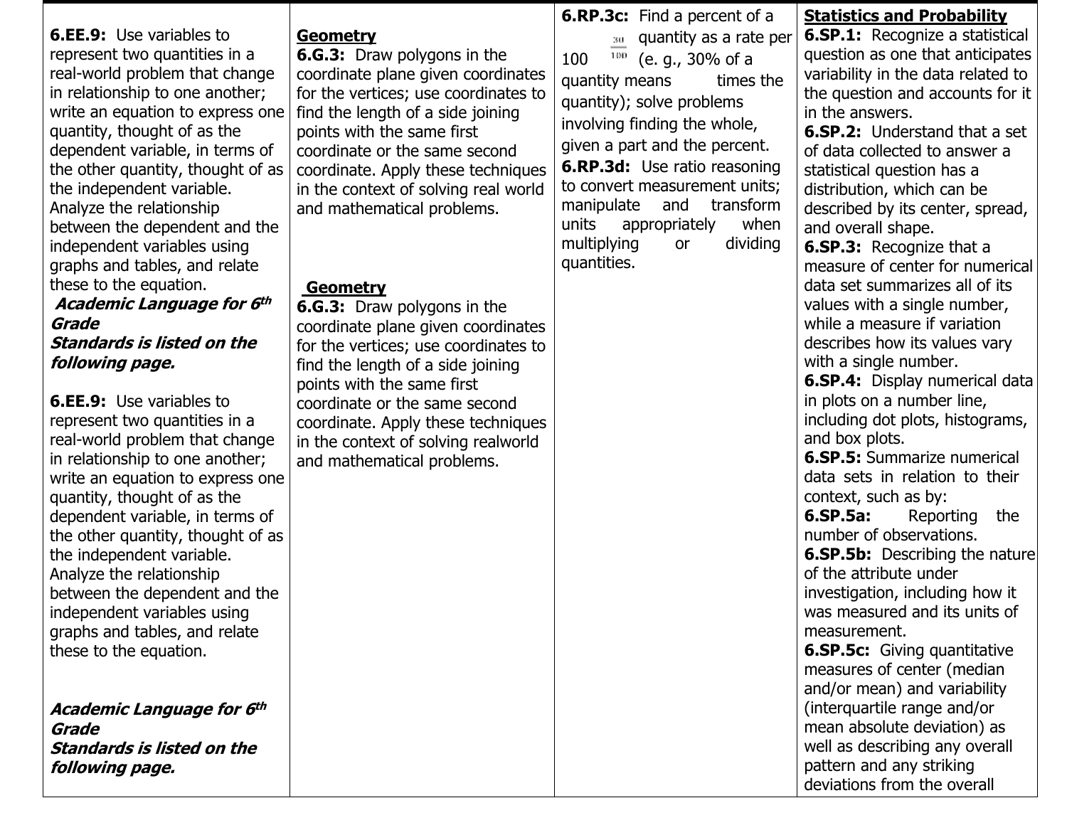| | | | |
|---|---|---|---|
| **6.EE.9:** Use variables to represent two quantities in a real-world problem that change in relationship to one another; write an equation to express one quantity, thought of as the dependent variable, in terms of the other quantity, thought of as the independent variable. Analyze the relationship between the dependent and the independent variables using graphs and tables, and relate these to the equation.<br>***Academic Language for 6th Grade Standards is listed on the following page.***<br><br>**6.EE.9:** Use variables to represent two quantities in a real-world problem that change in relationship to one another; write an equation to express one quantity, thought of as the dependent variable, in terms of the other quantity, thought of as the independent variable. Analyze the relationship between the dependent and the independent variables using graphs and tables, and relate these to the equation.<br><br>***Academic Language for 6th Grade Standards is listed on the following page.*** | **Geometry**<br>**6.G.3:** Draw polygons in the coordinate plane given coordinates for the vertices; use coordinates to find the length of a side joining points with the same first coordinate or the same second coordinate. Apply these techniques in the context of solving real world and mathematical problems.<br><br>**Geometry**<br>**6.G.3:** Draw polygons in the coordinate plane given coordinates for the vertices; use coordinates to find the length of a side joining points with the same first coordinate or the same second coordinate. Apply these techniques in the context of solving realworld and mathematical problems. | **6.RP.3c:** Find a percent of a quantity as a rate per 100 (e. g., 30% of a quantity means $\frac{30}{100}$ times the quantity); solve problems involving finding the whole, given a part and the percent.<br>**6.RP.3d:** Use ratio reasoning to convert measurement units; manipulate and transform units appropriately when multiplying or dividing quantities. | **Statistics and Probability**<br>**6.SP.1:** Recognize a statistical question as one that anticipates variability in the data related to the question and accounts for it in the answers.<br>**6.SP.2:** Understand that a set of data collected to answer a statistical question has a distribution, which can be described by its center, spread, and overall shape.<br>**6.SP.3:** Recognize that a measure of center for numerical data set summarizes all of its values with a single number, while a measure if variation describes how its values vary with a single number.<br>**6.SP.4:** Display numerical data in plots on a number line, including dot plots, histograms, and box plots.<br>**6.SP.5:** Summarize numerical data sets in relation to their context, such as by:<br>**6.SP.5a:** Reporting the number of observations.<br>**6.SP.5b:** Describing the nature of the attribute under investigation, including how it was measured and its units of measurement.<br>**6.SP.5c:** Giving quantitative measures of center (median and/or mean) and variability (interquartile range and/or mean absolute deviation) as well as describing any overall pattern and any striking deviations from the overall |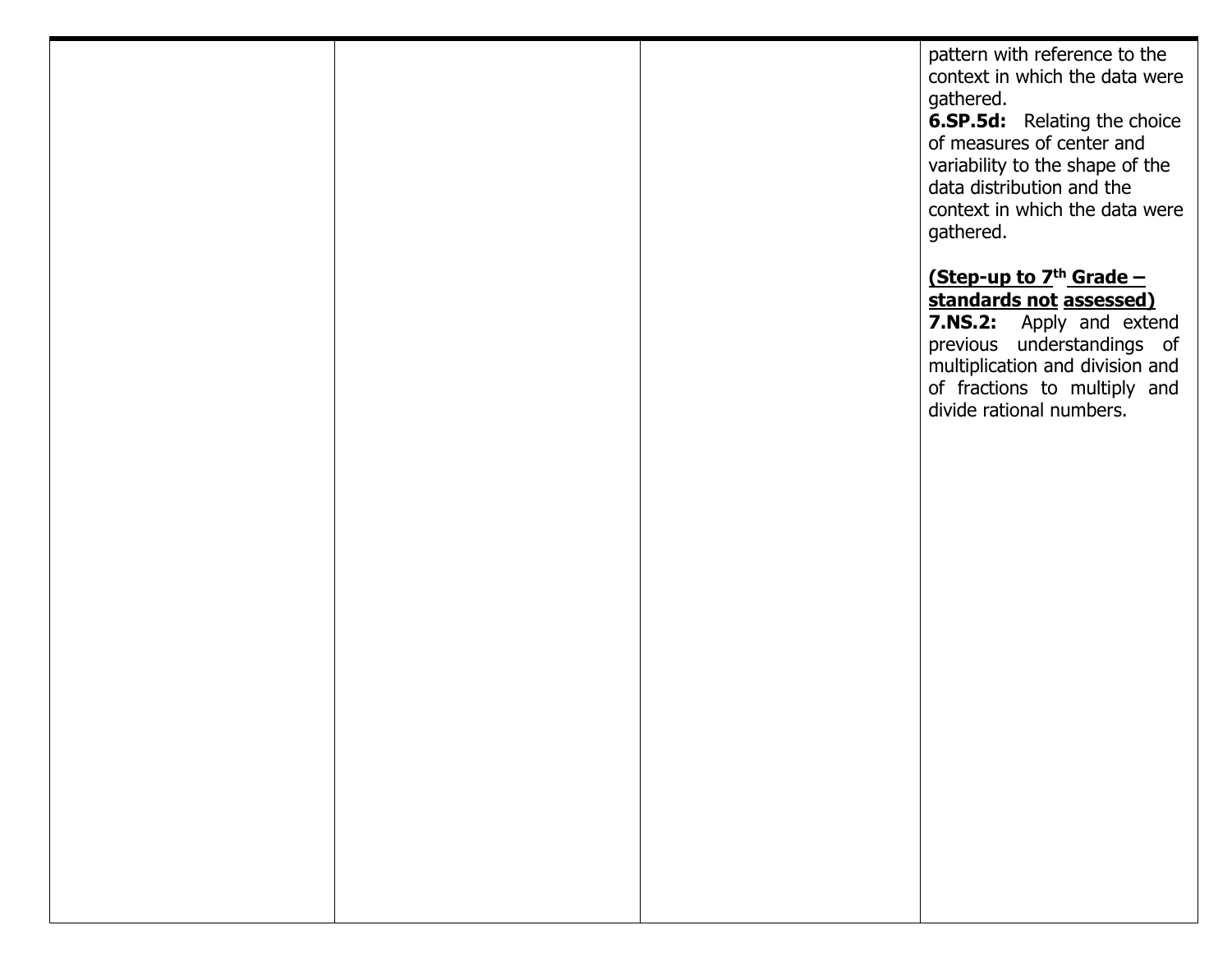| | | | |
|---|---|---|---|
| | | | pattern with reference to the context in which the data were gathered.<br>**6.SP.5d:** Relating the choice of measures of center and variability to the shape of the data distribution and the context in which the data were gathered.<br><br>**(Step-up to 7th Grade – standards not assessed)**<br>**7.NS.2:** Apply and extend previous understandings of multiplication and division and of fractions to multiply and divide rational numbers. |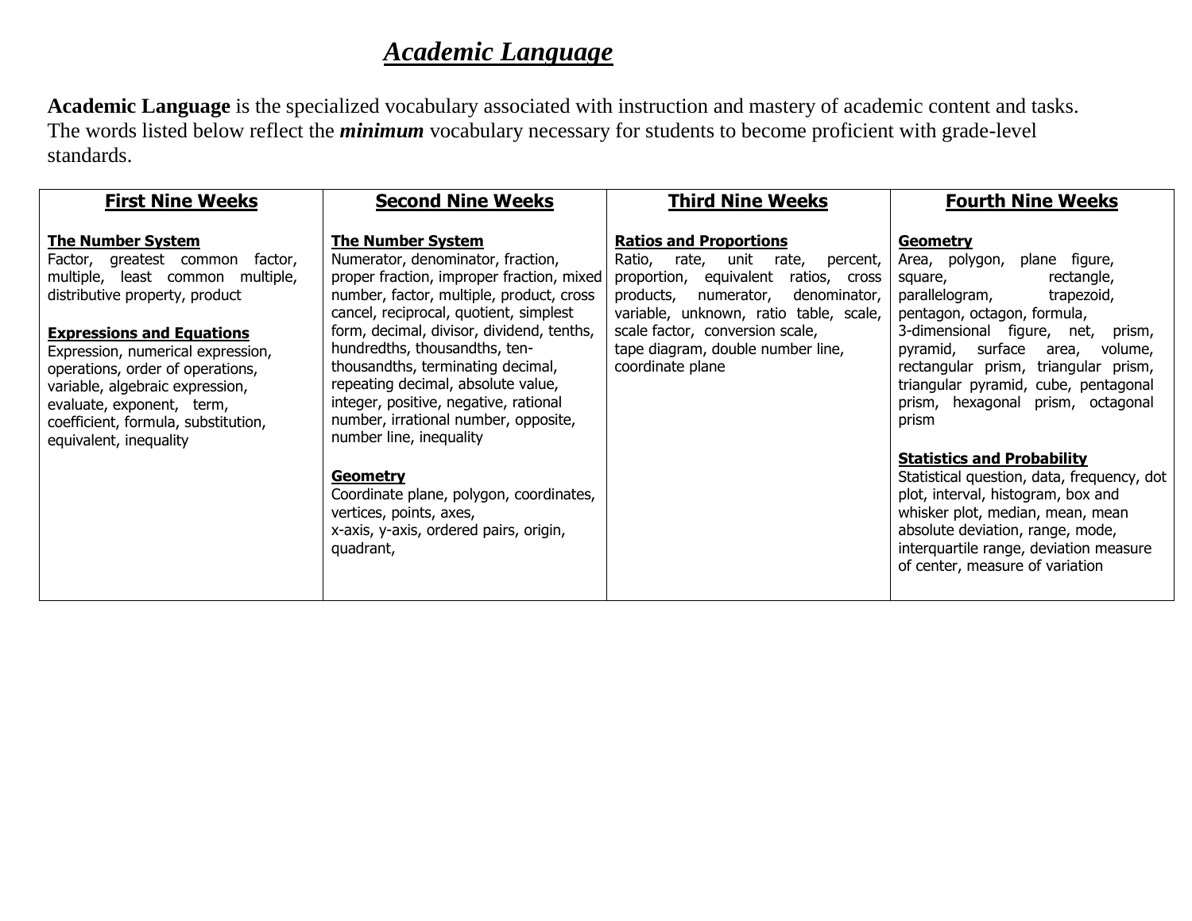# ***Academic Language***

**Academic Language** is the specialized vocabulary associated with instruction and mastery of academic content and tasks. The words listed below reflect the ***minimum*** vocabulary necessary for students to become proficient with grade-level standards.

| First Nine Weeks | Second Nine Weeks | Third Nine Weeks | Fourth Nine Weeks |
|---|---|---|---|
| **The Number System**<br>Factor, greatest common factor, multiple, least common multiple, distributive property, product<br><br>**Expressions and Equations**<br>Expression, numerical expression, operations, order of operations, variable, algebraic expression, evaluate, exponent, term, coefficient, formula, substitution, equivalent, inequality | **The Number System**<br>Numerator, denominator, fraction, proper fraction, improper fraction, mixed number, factor, multiple, product, cross cancel, reciprocal, quotient, simplest form, decimal, divisor, dividend, tenths, hundredths, thousandths, ten-thousandths, terminating decimal, repeating decimal, absolute value, integer, positive, negative, rational number, irrational number, opposite, number line, inequality<br><br>**Geometry**<br>Coordinate plane, polygon, coordinates, vertices, points, axes,<br>x-axis, y-axis, ordered pairs, origin, quadrant, | **Ratios and Proportions**<br>Ratio, rate, unit rate, percent, proportion, equivalent ratios, cross products, numerator, denominator, variable, unknown, ratio table, scale, scale factor, conversion scale,<br>tape diagram, double number line, coordinate plane | **Geometry**<br>Area, polygon, plane figure, square, rectangle, parallelogram, trapezoid, pentagon, octagon, formula,<br>3-dimensional figure, net, prism, pyramid, surface area, volume, rectangular prism, triangular prism, triangular pyramid, cube, pentagonal prism, hexagonal prism, octagonal prism<br><br>**Statistics and Probability**<br>Statistical question, data, frequency, dot plot, interval, histogram, box and whisker plot, median, mean, mean absolute deviation, range, mode, interquartile range, deviation measure of center, measure of variation |